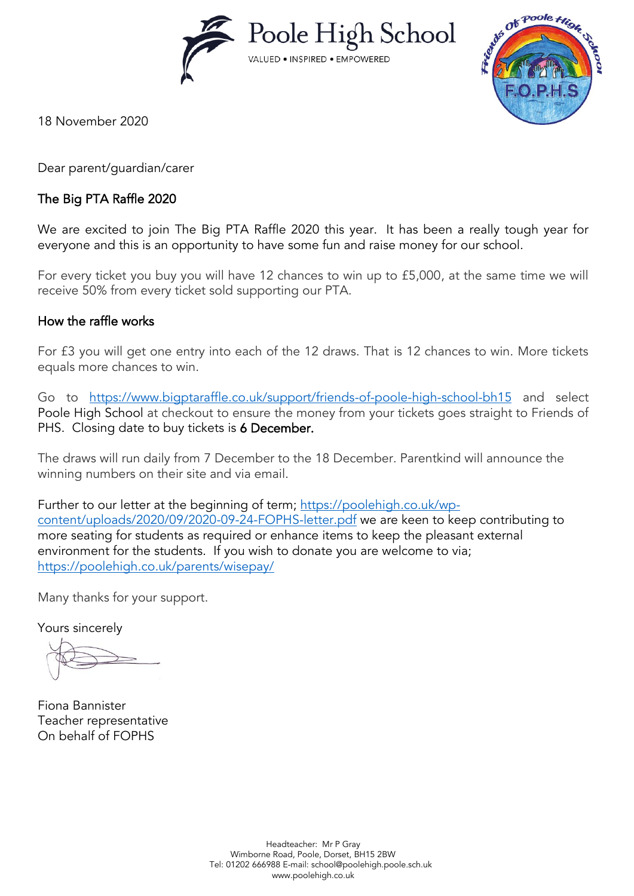Poole High School

VALUED • INSPIRED • EMPOWERED

18 November 2020

Dear parent/guardian/carer

## The Big PTA Raffle 2020

We are excited to join The Big PTA Raffle 2020 this year. It has been a really tough year for everyone and this is an opportunity to have some fun and raise money for our school.

For every ticket you buy you will have 12 chances to win up to £5,000, at the same time we will receive 50% from every ticket sold supporting our PTA.

## How the raffle works

For £3 you will get one entry into each of the 12 draws. That is 12 chances to win. More tickets equals more chances to win.

Go to https://www.bigptaraffle.co.uk/support/friends-of-poole-high-school-bh15 and select Poole High School at checkout to ensure the money from your tickets goes straight to Friends of PHS. Closing date to buy tickets is 6 December.

The draws will run daily from 7 December to the 18 December. Parentkind will announce the winning numbers on their site and via email.

Further to our letter at the beginning of term; https://poolehigh.co.uk/wp-content/uploads/2020/09/2020-09-24-FOPHS-letter.pdf we are keen to keep contributing to more seating for students as required or enhance items to keep the pleasant external environment for the students. If you wish to donate you are welcome to via; https://poolehigh.co.uk/parents/wisepay/

Many thanks for your support.

Yours sincerely

Fiona Bannister
Teacher representative
On behalf of FOPHS

Headteacher: Mr P Gray
Wimborne Road, Poole, Dorset, BH15 2BW
Tel: 01202 666988 E-mail: school@poolehigh.poole.sch.uk
www.poolehigh.co.uk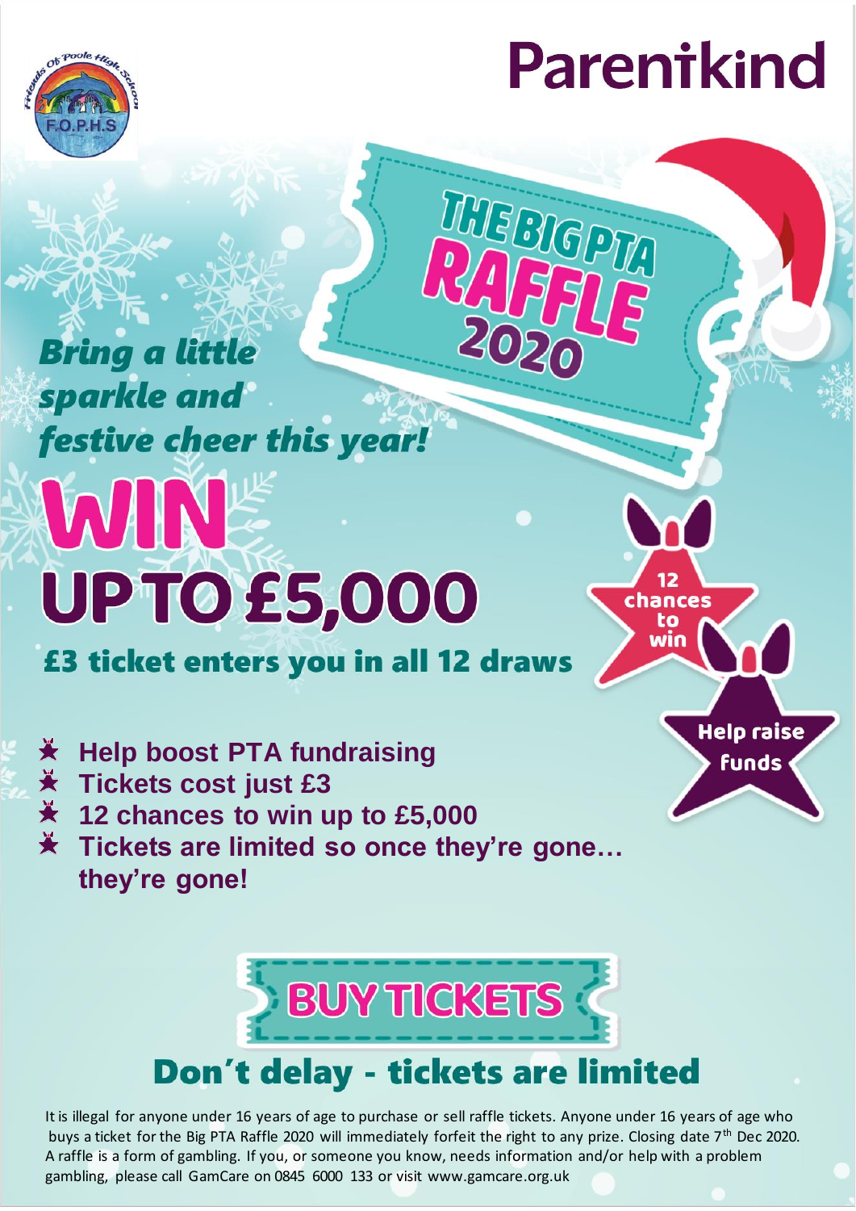Friends Of Poole High School

F.O.P.H.S

# Parentkind

# THE BIG PTA RAFFLE 2020

***Bring a little sparkle and festive cheer this year!***

# WIN UP TO £5,000

## £3 ticket enters you in all 12 draws

12 chances to win

Help raise funds

- **Help boost PTA fundraising**
- **Tickets cost just £3**
- **12 chances to win up to £5,000**
- **Tickets are limited so once they're gone… they're gone!**

**BUY TICKETS**

## Don't delay - tickets are limited

It is illegal for anyone under 16 years of age to purchase or sell raffle tickets. Anyone under 16 years of age who buys a ticket for the Big PTA Raffle 2020 will immediately forfeit the right to any prize. Closing date 7th Dec 2020. A raffle is a form of gambling. If you, or someone you know, needs information and/or help with a problem gambling, please call GamCare on 0845 6000 133 or visit www.gamcare.org.uk